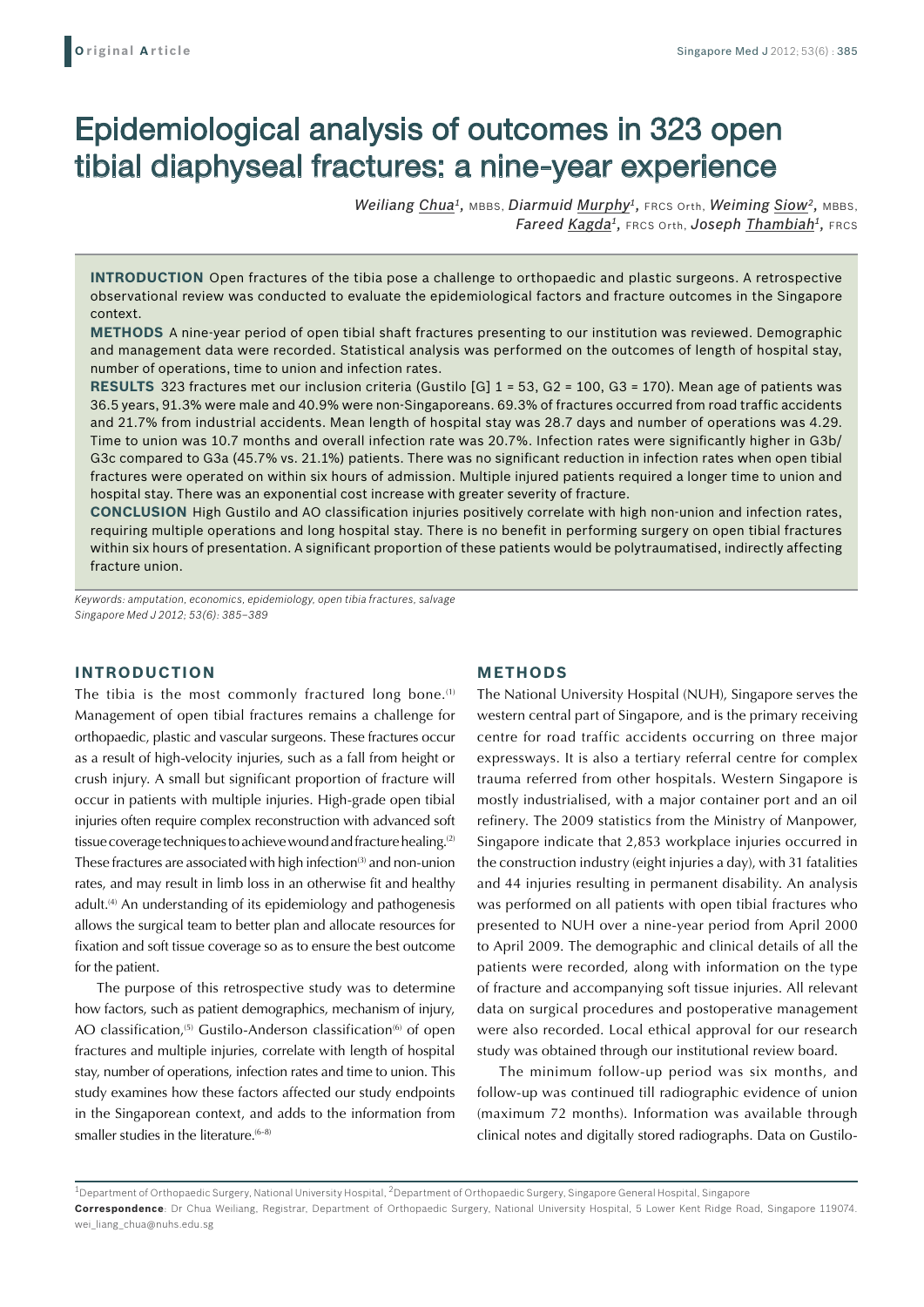Original Article

# Epidemiological analysis of outcomes in 323 open tibial diaphyseal fractures: a nine-year experience

*Weiliang Chua*[1], MBBS, *Diarmuid Murphy*[1], FRCS Orth, *Weiming Siow*[2], MBBS, *Fareed Kagda*[1], FRCS Orth, *Joseph Thambiah*[1], FRCS

**INTRODUCTION** Open fractures of the tibia pose a challenge to orthopaedic and plastic surgeons. A retrospective observational review was conducted to evaluate the epidemiological factors and fracture outcomes in the Singapore context.

**METHODS** A nine-year period of open tibial shaft fractures presenting to our institution was reviewed. Demographic and management data were recorded. Statistical analysis was performed on the outcomes of length of hospital stay, number of operations, time to union and infection rates.

**RESULTS** 323 fractures met our inclusion criteria (Gustilo [G] 1 = 53, G2 = 100, G3 = 170). Mean age of patients was 36.5 years, 91.3% were male and 40.9% were non-Singaporeans. 69.3% of fractures occurred from road traffic accidents and 21.7% from industrial accidents. Mean length of hospital stay was 28.7 days and number of operations was 4.29. Time to union was 10.7 months and overall infection rate was 20.7%. Infection rates were significantly higher in G3b/G3c compared to G3a (45.7% vs. 21.1%) patients. There was no significant reduction in infection rates when open tibial fractures were operated on within six hours of admission. Multiple injured patients required a longer time to union and hospital stay. There was an exponential cost increase with greater severity of fracture.

**CONCLUSION** High Gustilo and AO classification injuries positively correlate with high non-union and infection rates, requiring multiple operations and long hospital stay. There is no benefit in performing surgery on open tibial fractures within six hours of presentation. A significant proportion of these patients would be polytraumatised, indirectly affecting fracture union.

*Keywords: amputation, economics, epidemiology, open tibia fractures, salvage*
*Singapore Med J 2012; 53(6): 385–389*

## INTRODUCTION

The tibia is the most commonly fractured long bone.[1] Management of open tibial fractures remains a challenge for orthopaedic, plastic and vascular surgeons. These fractures occur as a result of high-velocity injuries, such as a fall from height or crush injury. A small but significant proportion of fracture will occur in patients with multiple injuries. High-grade open tibial injuries often require complex reconstruction with advanced soft tissue coverage techniques to achieve wound and fracture healing.[2] These fractures are associated with high infection[3] and non-union rates, and may result in limb loss in an otherwise fit and healthy adult.[4] An understanding of its epidemiology and pathogenesis allows the surgical team to better plan and allocate resources for fixation and soft tissue coverage so as to ensure the best outcome for the patient.

The purpose of this retrospective study was to determine how factors, such as patient demographics, mechanism of injury, AO classification,[5] Gustilo-Anderson classification[6] of open fractures and multiple injuries, correlate with length of hospital stay, number of operations, infection rates and time to union. This study examines how these factors affected our study endpoints in the Singaporean context, and adds to the information from smaller studies in the literature.[6-8]

## METHODS

The National University Hospital (NUH), Singapore serves the western central part of Singapore, and is the primary receiving centre for road traffic accidents occurring on three major expressways. It is also a tertiary referral centre for complex trauma referred from other hospitals. Western Singapore is mostly industrialised, with a major container port and an oil refinery. The 2009 statistics from the Ministry of Manpower, Singapore indicate that 2,853 workplace injuries occurred in the construction industry (eight injuries a day), with 31 fatalities and 44 injuries resulting in permanent disability. An analysis was performed on all patients with open tibial fractures who presented to NUH over a nine-year period from April 2000 to April 2009. The demographic and clinical details of all the patients were recorded, along with information on the type of fracture and accompanying soft tissue injuries. All relevant data on surgical procedures and postoperative management were also recorded. Local ethical approval for our research study was obtained through our institutional review board.

The minimum follow-up period was six months, and follow-up was continued till radiographic evidence of union (maximum 72 months). Information was available through clinical notes and digitally stored radiographs. Data on Gustilo-

[1]Department of Orthopaedic Surgery, National University Hospital, [2]Department of Orthopaedic Surgery, Singapore General Hospital, Singapore

**Correspondence**: Dr Chua Weiliang, Registrar, Department of Orthopaedic Surgery, National University Hospital, 5 Lower Kent Ridge Road, Singapore 119074. wei_liang_chua@nuhs.edu.sg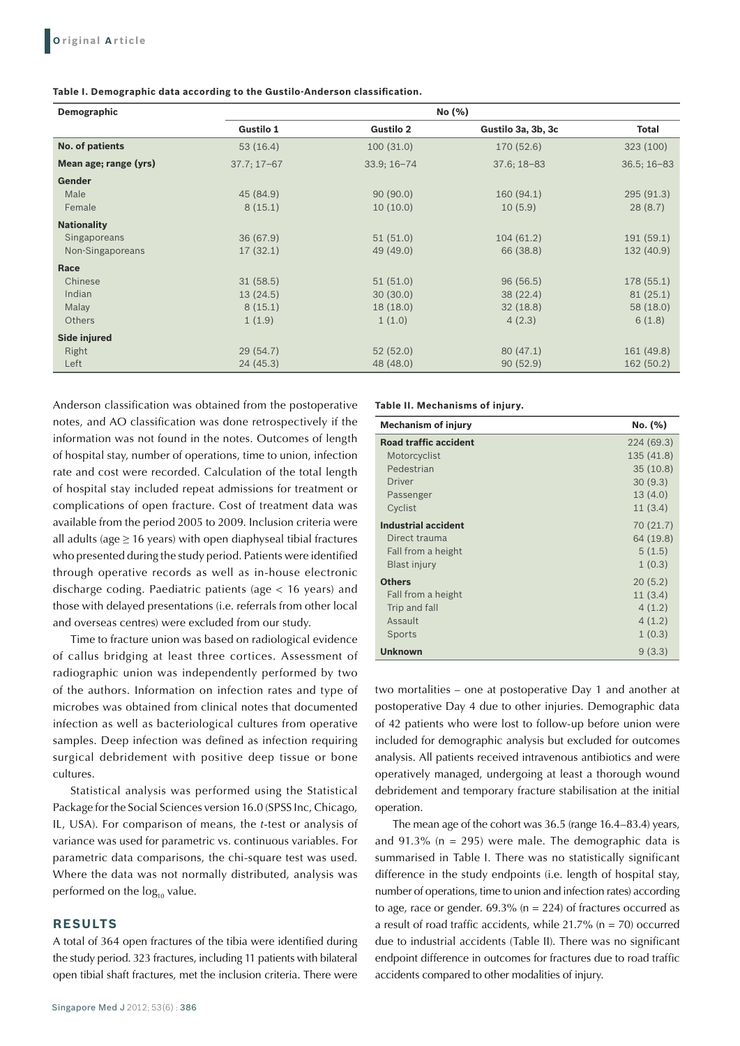**Table I. Demographic data according to the Gustilo-Anderson classification.**

| Demographic | No (%) | | | |
|---|---|---|---|---|
| | Gustilo 1 | Gustilo 2 | Gustilo 3a, 3b, 3c | Total |
| **No. of patients** | 53 (16.4) | 100 (31.0) | 170 (52.6) | 323 (100) |
| **Mean age; range (yrs)** | 37.7; 17–67 | 33.9; 16–74 | 37.6; 18–83 | 36.5; 16–83 |
| **Gender** | | | | |
| Male | 45 (84.9) | 90 (90.0) | 160 (94.1) | 295 (91.3) |
| Female | 8 (15.1) | 10 (10.0) | 10 (5.9) | 28 (8.7) |
| **Nationality** | | | | |
| Singaporeans | 36 (67.9) | 51 (51.0) | 104 (61.2) | 191 (59.1) |
| Non-Singaporeans | 17 (32.1) | 49 (49.0) | 66 (38.8) | 132 (40.9) |
| **Race** | | | | |
| Chinese | 31 (58.5) | 51 (51.0) | 96 (56.5) | 178 (55.1) |
| Indian | 13 (24.5) | 30 (30.0) | 38 (22.4) | 81 (25.1) |
| Malay | 8 (15.1) | 18 (18.0) | 32 (18.8) | 58 (18.0) |
| Others | 1 (1.9) | 1 (1.0) | 4 (2.3) | 6 (1.8) |
| **Side injured** | | | | |
| Right | 29 (54.7) | 52 (52.0) | 80 (47.1) | 161 (49.8) |
| Left | 24 (45.3) | 48 (48.0) | 90 (52.9) | 162 (50.2) |

Anderson classification was obtained from the postoperative notes, and AO classification was done retrospectively if the information was not found in the notes. Outcomes of length of hospital stay, number of operations, time to union, infection rate and cost were recorded. Calculation of the total length of hospital stay included repeat admissions for treatment or complications of open fracture. Cost of treatment data was available from the period 2005 to 2009. Inclusion criteria were all adults (age ≥ 16 years) with open diaphyseal tibial fractures who presented during the study period. Patients were identified through operative records as well as in-house electronic discharge coding. Paediatric patients (age < 16 years) and those with delayed presentations (i.e. referrals from other local and overseas centres) were excluded from our study.

Time to fracture union was based on radiological evidence of callus bridging at least three cortices. Assessment of radiographic union was independently performed by two of the authors. Information on infection rates and type of microbes was obtained from clinical notes that documented infection as well as bacteriological cultures from operative samples. Deep infection was defined as infection requiring surgical debridement with positive deep tissue or bone cultures.

Statistical analysis was performed using the Statistical Package for the Social Sciences version 16.0 (SPSS Inc, Chicago, IL, USA). For comparison of means, the *t*-test or analysis of variance was used for parametric vs. continuous variables. For parametric data comparisons, the chi-square test was used. Where the data was not normally distributed, analysis was performed on the $\log_{10}$ value.

## RESULTS

A total of 364 open fractures of the tibia were identified during the study period. 323 fractures, including 11 patients with bilateral open tibial shaft fractures, met the inclusion criteria. There were two mortalities – one at postoperative Day 1 and another at postoperative Day 4 due to other injuries. Demographic data of 42 patients who were lost to follow-up before union were included for demographic analysis but excluded for outcomes analysis. All patients received intravenous antibiotics and were operatively managed, undergoing at least a thorough wound debridement and temporary fracture stabilisation at the initial operation.

**Table II. Mechanisms of injury.**

| Mechanism of injury | No. (%) |
|---|---|
| **Road traffic accident** | 224 (69.3) |
| Motorcyclist | 135 (41.8) |
| Pedestrian | 35 (10.8) |
| Driver | 30 (9.3) |
| Passenger | 13 (4.0) |
| Cyclist | 11 (3.4) |
| **Industrial accident** | 70 (21.7) |
| Direct trauma | 64 (19.8) |
| Fall from a height | 5 (1.5) |
| Blast injury | 1 (0.3) |
| **Others** | 20 (5.2) |
| Fall from a height | 11 (3.4) |
| Trip and fall | 4 (1.2) |
| Assault | 4 (1.2) |
| Sports | 1 (0.3) |
| **Unknown** | 9 (3.3) |

The mean age of the cohort was 36.5 (range 16.4–83.4) years, and 91.3% (n = 295) were male. The demographic data is summarised in Table I. There was no statistically significant difference in the study endpoints (i.e. length of hospital stay, number of operations, time to union and infection rates) according to age, race or gender. 69.3% (n = 224) of fractures occurred as a result of road traffic accidents, while 21.7% (n = 70) occurred due to industrial accidents (Table II). There was no significant endpoint difference in outcomes for fractures due to road traffic accidents compared to other modalities of injury.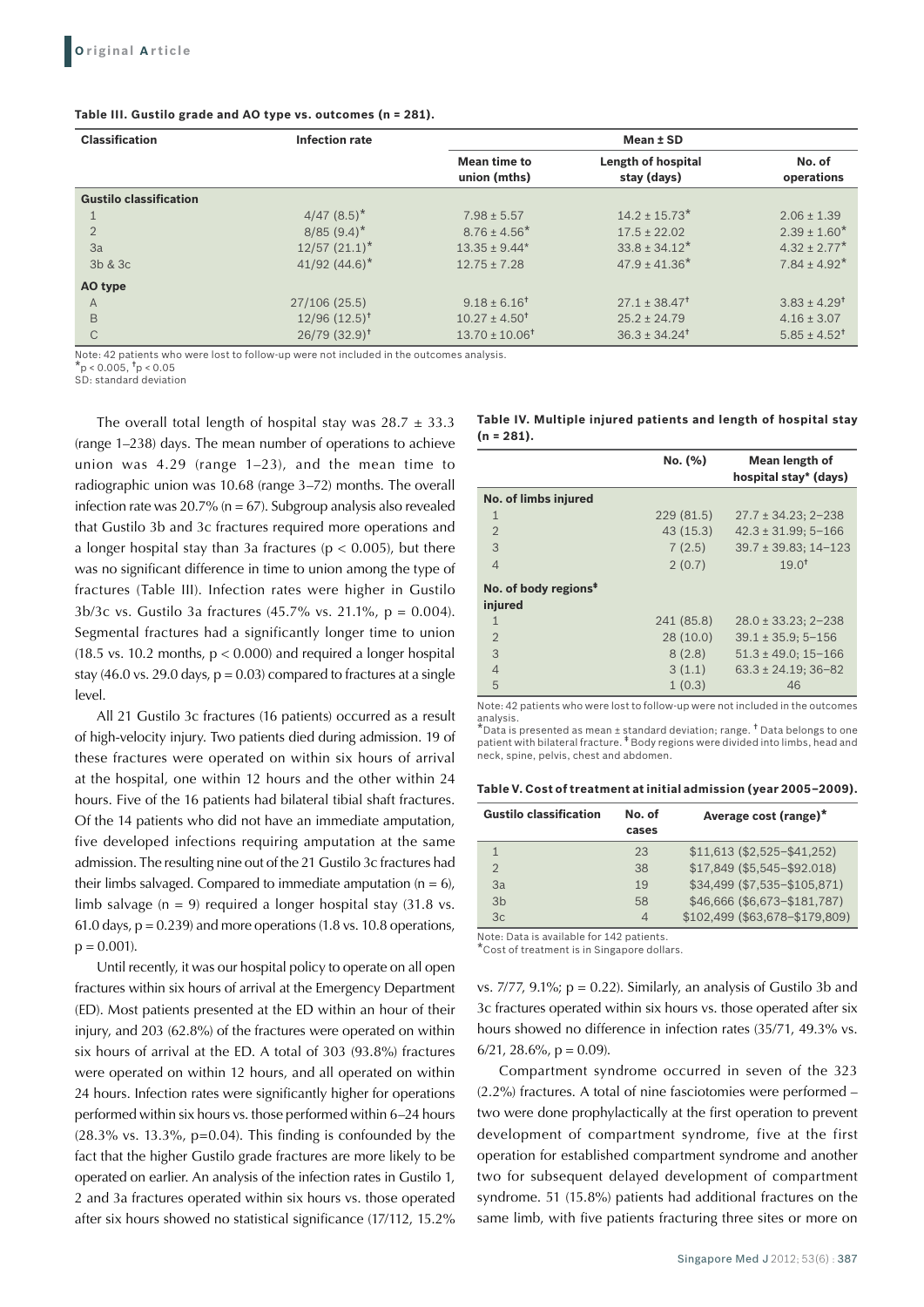**Table III. Gustilo grade and AO type vs. outcomes (n = 281).**

| Classification | Infection rate | Mean ± SD | | |
|---|---|---|---|---|
| | | Mean time to union (mths) | Length of hospital stay (days) | No. of operations |
| **Gustilo classification** | | | | |
| 1 | 4/47 (8.5)* | 7.98 ± 5.57 | 14.2 ± 15.73* | 2.06 ± 1.39 |
| 2 | 8/85 (9.4)* | 8.76 ± 4.56* | 17.5 ± 22.02 | 2.39 ± 1.60* |
| 3a | 12/57 (21.1)* | 13.35 ± 9.44* | 33.8 ± 34.12* | 4.32 ± 2.77* |
| 3b & 3c | 41/92 (44.6)* | 12.75 ± 7.28 | 47.9 ± 41.36* | 7.84 ± 4.92* |
| **AO type** | | | | |
| A | 27/106 (25.5) | 9.18 ± 6.16† | 27.1 ± 38.47† | 3.83 ± 4.29† |
| B | 12/96 (12.5)† | 10.27 ± 4.50† | 25.2 ± 24.79 | 4.16 ± 3.07 |
| C | 26/79 (32.9)† | 13.70 ± 10.06† | 36.3 ± 34.24† | 5.85 ± 4.52† |

Note: 42 patients who were lost to follow-up were not included in the outcomes analysis.
*p < 0.005, †p < 0.05
SD: standard deviation

The overall total length of hospital stay was 28.7 ± 33.3 (range 1–238) days. The mean number of operations to achieve union was 4.29 (range 1–23), and the mean time to radiographic union was 10.68 (range 3–72) months. The overall infection rate was 20.7% (n = 67). Subgroup analysis also revealed that Gustilo 3b and 3c fractures required more operations and a longer hospital stay than 3a fractures ($p < 0.005$), but there was no significant difference in time to union among the type of fractures (Table III). Infection rates were higher in Gustilo 3b/3c vs. Gustilo 3a fractures (45.7% vs. 21.1%, $p = 0.004$). Segmental fractures had a significantly longer time to union (18.5 vs. 10.2 months, $p < 0.000$) and required a longer hospital stay (46.0 vs. 29.0 days, $p = 0.03$) compared to fractures at a single level.

All 21 Gustilo 3c fractures (16 patients) occurred as a result of high-velocity injury. Two patients died during admission. 19 of these fractures were operated on within six hours of arrival at the hospital, one within 12 hours and the other within 24 hours. Five of the 16 patients had bilateral tibial shaft fractures. Of the 14 patients who did not have an immediate amputation, five developed infections requiring amputation at the same admission. The resulting nine out of the 21 Gustilo 3c fractures had their limbs salvaged. Compared to immediate amputation (n = 6), limb salvage (n = 9) required a longer hospital stay (31.8 vs. 61.0 days, $p = 0.239$) and more operations (1.8 vs. 10.8 operations, $p = 0.001$).

Until recently, it was our hospital policy to operate on all open fractures within six hours of arrival at the Emergency Department (ED). Most patients presented at the ED within an hour of their injury, and 203 (62.8%) of the fractures were operated on within six hours of arrival at the ED. A total of 303 (93.8%) fractures were operated on within 12 hours, and all operated on within 24 hours. Infection rates were significantly higher for operations performed within six hours vs. those performed within 6–24 hours (28.3% vs. 13.3%, $p=0.04$). This finding is confounded by the fact that the higher Gustilo grade fractures are more likely to be operated on earlier. An analysis of the infection rates in Gustilo 1, 2 and 3a fractures operated within six hours vs. those operated after six hours showed no statistical significance (17/112, 15.2% vs. 7/77, 9.1%; $p = 0.22$). Similarly, an analysis of Gustilo 3b and 3c fractures operated within six hours vs. those operated after six hours showed no difference in infection rates (35/71, 49.3% vs. 6/21, 28.6%, $p = 0.09$).

Compartment syndrome occurred in seven of the 323 (2.2%) fractures. A total of nine fasciotomies were performed – two were done prophylactically at the first operation to prevent development of compartment syndrome, five at the first operation for established compartment syndrome and another two for subsequent delayed development of compartment syndrome. 51 (15.8%) patients had additional fractures on the same limb, with five patients fracturing three sites or more on

**Table IV. Multiple injured patients and length of hospital stay (n = 281).**

| | No. (%) | Mean length of hospital stay* (days) |
|---|---|---|
| **No. of limbs injured** | | |
| 1 | 229 (81.5) | 27.7 ± 34.23; 2–238 |
| 2 | 43 (15.3) | 42.3 ± 31.99; 5–166 |
| 3 | 7 (2.5) | 39.7 ± 39.83; 14–123 |
| 4 | 2 (0.7) | 19.0† |
| **No. of body regions‡ injured** | | |
| 1 | 241 (85.8) | 28.0 ± 33.23; 2–238 |
| 2 | 28 (10.0) | 39.1 ± 35.9; 5–156 |
| 3 | 8 (2.8) | 51.3 ± 49.0; 15–166 |
| 4 | 3 (1.1) | 63.3 ± 24.19; 36–82 |
| 5 | 1 (0.3) | 46 |

Note: 42 patients who were lost to follow-up were not included in the outcomes analysis.
*Data is presented as mean ± standard deviation; range. † Data belongs to one patient with bilateral fracture. ‡ Body regions were divided into limbs, head and neck, spine, pelvis, chest and abdomen.

**Table V. Cost of treatment at initial admission (year 2005–2009).**

| Gustilo classification | No. of cases | Average cost (range)* |
|---|---|---|
| 1 | 23 | $11,613 ($2,525–$41,252) |
| 2 | 38 | $17,849 ($5,545–$92.018) |
| 3a | 19 | $34,499 ($7,535–$105,871) |
| 3b | 58 | $46,666 ($6,673–$181,787) |
| 3c | 4 | $102,499 ($63,678–$179,809) |

Note: Data is available for 142 patients.
*Cost of treatment is in Singapore dollars.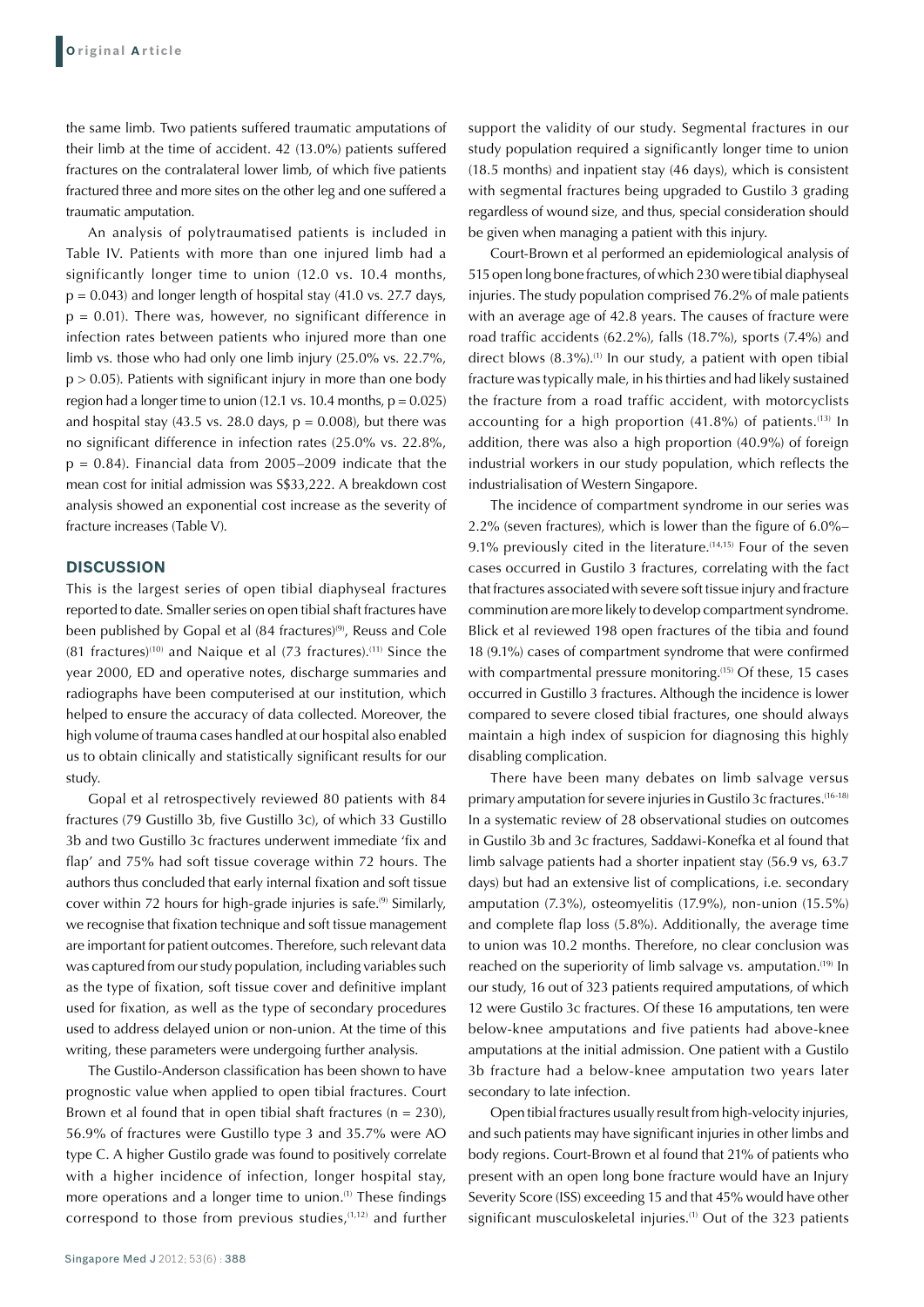the same limb. Two patients suffered traumatic amputations of their limb at the time of accident. 42 (13.0%) patients suffered fractures on the contralateral lower limb, of which five patients fractured three and more sites on the other leg and one suffered a traumatic amputation.

An analysis of polytraumatised patients is included in Table IV. Patients with more than one injured limb had a significantly longer time to union (12.0 vs. 10.4 months, $p = 0.043$) and longer length of hospital stay (41.0 vs. 27.7 days, $p = 0.01$). There was, however, no significant difference in infection rates between patients who injured more than one limb vs. those who had only one limb injury (25.0% vs. 22.7%, $p > 0.05$). Patients with significant injury in more than one body region had a longer time to union (12.1 vs. 10.4 months, $p = 0.025$) and hospital stay (43.5 vs. 28.0 days, $p = 0.008$), but there was no significant difference in infection rates (25.0% vs. 22.8%, $p = 0.84$). Financial data from 2005–2009 indicate that the mean cost for initial admission was S$33,222. A breakdown cost analysis showed an exponential cost increase as the severity of fracture increases (Table V).

## DISCUSSION

This is the largest series of open tibial diaphyseal fractures reported to date. Smaller series on open tibial shaft fractures have been published by Gopal et al (84 fractures)[9], Reuss and Cole (81 fractures)[10] and Naique et al (73 fractures).[11] Since the year 2000, ED and operative notes, discharge summaries and radiographs have been computerised at our institution, which helped to ensure the accuracy of data collected. Moreover, the high volume of trauma cases handled at our hospital also enabled us to obtain clinically and statistically significant results for our study.

Gopal et al retrospectively reviewed 80 patients with 84 fractures (79 Gustillo 3b, five Gustillo 3c), of which 33 Gustillo 3b and two Gustillo 3c fractures underwent immediate 'fix and flap' and 75% had soft tissue coverage within 72 hours. The authors thus concluded that early internal fixation and soft tissue cover within 72 hours for high-grade injuries is safe.[9] Similarly, we recognise that fixation technique and soft tissue management are important for patient outcomes. Therefore, such relevant data was captured from our study population, including variables such as the type of fixation, soft tissue cover and definitive implant used for fixation, as well as the type of secondary procedures used to address delayed union or non-union. At the time of this writing, these parameters were undergoing further analysis.

The Gustilo-Anderson classification has been shown to have prognostic value when applied to open tibial fractures. Court Brown et al found that in open tibial shaft fractures ($n = 230$), 56.9% of fractures were Gustillo type 3 and 35.7% were AO type C. A higher Gustilo grade was found to positively correlate with a higher incidence of infection, longer hospital stay, more operations and a longer time to union.[1] These findings correspond to those from previous studies,[1,12] and further support the validity of our study. Segmental fractures in our study population required a significantly longer time to union (18.5 months) and inpatient stay (46 days), which is consistent with segmental fractures being upgraded to Gustilo 3 grading regardless of wound size, and thus, special consideration should be given when managing a patient with this injury.

Court-Brown et al performed an epidemiological analysis of 515 open long bone fractures, of which 230 were tibial diaphyseal injuries. The study population comprised 76.2% of male patients with an average age of 42.8 years. The causes of fracture were road traffic accidents (62.2%), falls (18.7%), sports (7.4%) and direct blows (8.3%).[1] In our study, a patient with open tibial fracture was typically male, in his thirties and had likely sustained the fracture from a road traffic accident, with motorcyclists accounting for a high proportion (41.8%) of patients.[13] In addition, there was also a high proportion (40.9%) of foreign industrial workers in our study population, which reflects the industrialisation of Western Singapore.

The incidence of compartment syndrome in our series was 2.2% (seven fractures), which is lower than the figure of 6.0%–9.1% previously cited in the literature.[14,15] Four of the seven cases occurred in Gustilo 3 fractures, correlating with the fact that fractures associated with severe soft tissue injury and fracture comminution are more likely to develop compartment syndrome. Blick et al reviewed 198 open fractures of the tibia and found 18 (9.1%) cases of compartment syndrome that were confirmed with compartmental pressure monitoring.[15] Of these, 15 cases occurred in Gustillo 3 fractures. Although the incidence is lower compared to severe closed tibial fractures, one should always maintain a high index of suspicion for diagnosing this highly disabling complication.

There have been many debates on limb salvage versus primary amputation for severe injuries in Gustilo 3c fractures.[16-18] In a systematic review of 28 observational studies on outcomes in Gustilo 3b and 3c fractures, Saddawi-Konefka et al found that limb salvage patients had a shorter inpatient stay (56.9 vs, 63.7 days) but had an extensive list of complications, i.e. secondary amputation (7.3%), osteomyelitis (17.9%), non-union (15.5%) and complete flap loss (5.8%). Additionally, the average time to union was 10.2 months. Therefore, no clear conclusion was reached on the superiority of limb salvage vs. amputation.[19] In our study, 16 out of 323 patients required amputations, of which 12 were Gustilo 3c fractures. Of these 16 amputations, ten were below-knee amputations and five patients had above-knee amputations at the initial admission. One patient with a Gustilo 3b fracture had a below-knee amputation two years later secondary to late infection.

Open tibial fractures usually result from high-velocity injuries, and such patients may have significant injuries in other limbs and body regions. Court-Brown et al found that 21% of patients who present with an open long bone fracture would have an Injury Severity Score (ISS) exceeding 15 and that 45% would have other significant musculoskeletal injuries.[1] Out of the 323 patients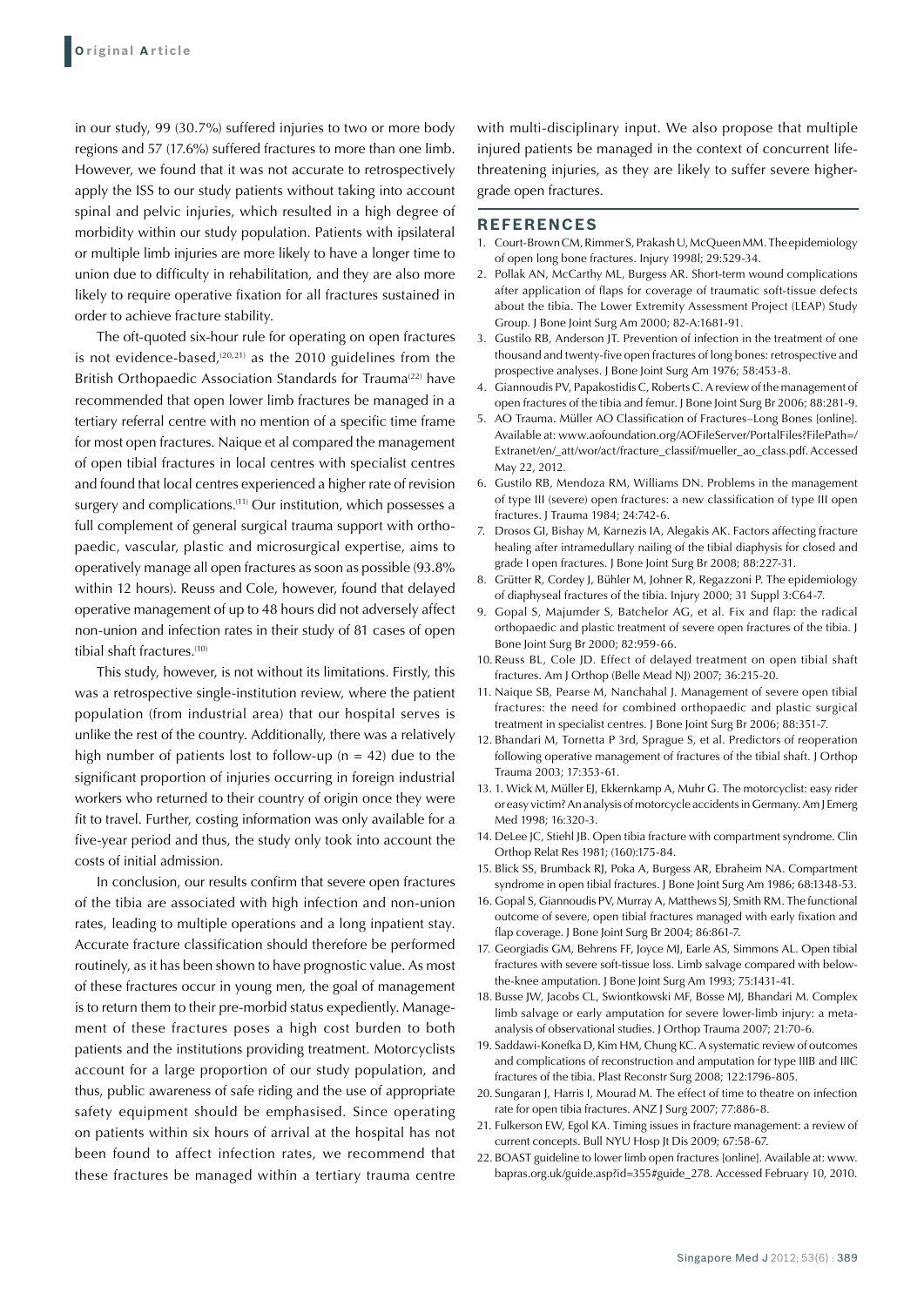in our study, 99 (30.7%) suffered injuries to two or more body regions and 57 (17.6%) suffered fractures to more than one limb. However, we found that it was not accurate to retrospectively apply the ISS to our study patients without taking into account spinal and pelvic injuries, which resulted in a high degree of morbidity within our study population. Patients with ipsilateral or multiple limb injuries are more likely to have a longer time to union due to difficulty in rehabilitation, and they are also more likely to require operative fixation for all fractures sustained in order to achieve fracture stability.

The oft-quoted six-hour rule for operating on open fractures is not evidence-based,[20,21] as the 2010 guidelines from the British Orthopaedic Association Standards for Trauma[22] have recommended that open lower limb fractures be managed in a tertiary referral centre with no mention of a specific time frame for most open fractures. Naique et al compared the management of open tibial fractures in local centres with specialist centres and found that local centres experienced a higher rate of revision surgery and complications.[11] Our institution, which possesses a full complement of general surgical trauma support with orthopaedic, vascular, plastic and microsurgical expertise, aims to operatively manage all open fractures as soon as possible (93.8% within 12 hours). Reuss and Cole, however, found that delayed operative management of up to 48 hours did not adversely affect non-union and infection rates in their study of 81 cases of open tibial shaft fractures.[10]

This study, however, is not without its limitations. Firstly, this was a retrospective single-institution review, where the patient population (from industrial area) that our hospital serves is unlike the rest of the country. Additionally, there was a relatively high number of patients lost to follow-up (n = 42) due to the significant proportion of injuries occurring in foreign industrial workers who returned to their country of origin once they were fit to travel. Further, costing information was only available for a five-year period and thus, the study only took into account the costs of initial admission.

In conclusion, our results confirm that severe open fractures of the tibia are associated with high infection and non-union rates, leading to multiple operations and a long inpatient stay. Accurate fracture classification should therefore be performed routinely, as it has been shown to have prognostic value. As most of these fractures occur in young men, the goal of management is to return them to their pre-morbid status expediently. Management of these fractures poses a high cost burden to both patients and the institutions providing treatment. Motorcyclists account for a large proportion of our study population, and thus, public awareness of safe riding and the use of appropriate safety equipment should be emphasised. Since operating on patients within six hours of arrival at the hospital has not been found to affect infection rates, we recommend that these fractures be managed within a tertiary trauma centre with multi-disciplinary input. We also propose that multiple injured patients be managed in the context of concurrent life-threatening injuries, as they are likely to suffer severe higher-grade open fractures.

## REFERENCES

1. Court-Brown CM, Rimmer S, Prakash U, McQueen MM. The epidemiology of open long bone fractures. Injury 1998l; 29:529-34.
2. Pollak AN, McCarthy ML, Burgess AR. Short-term wound complications after application of flaps for coverage of traumatic soft-tissue defects about the tibia. The Lower Extremity Assessment Project (LEAP) Study Group. J Bone Joint Surg Am 2000; 82-A:1681-91.
3. Gustilo RB, Anderson JT. Prevention of infection in the treatment of one thousand and twenty-five open fractures of long bones: retrospective and prospective analyses. J Bone Joint Surg Am 1976; 58:453-8.
4. Giannoudis PV, Papakostidis C, Roberts C. A review of the management of open fractures of the tibia and femur. J Bone Joint Surg Br 2006; 88:281-9.
5. AO Trauma. Müller AO Classification of Fractures–Long Bones [online]. Available at: www.aofoundation.org/AOFileServer/PortalFiles?FilePath=/Extranet/en/_att/wor/act/fracture_classif/mueller_ao_class.pdf. Accessed May 22, 2012.
6. Gustilo RB, Mendoza RM, Williams DN. Problems in the management of type III (severe) open fractures: a new classification of type III open fractures. J Trauma 1984; 24:742-6.
7. Drosos GI, Bishay M, Karnezis IA, Alegakis AK. Factors affecting fracture healing after intramedullary nailing of the tibial diaphysis for closed and grade I open fractures. J Bone Joint Surg Br 2008; 88:227-31.
8. Grütter R, Cordey J, Bühler M, Johner R, Regazzoni P. The epidemiology of diaphyseal fractures of the tibia. Injury 2000; 31 Suppl 3:C64-7.
9. Gopal S, Majumder S, Batchelor AG, et al. Fix and flap: the radical orthopaedic and plastic treatment of severe open fractures of the tibia. J Bone Joint Surg Br 2000; 82:959-66.
10. Reuss BL, Cole JD. Effect of delayed treatment on open tibial shaft fractures. Am J Orthop (Belle Mead NJ) 2007; 36:215-20.
11. Naique SB, Pearse M, Nanchahal J. Management of severe open tibial fractures: the need for combined orthopaedic and plastic surgical treatment in specialist centres. J Bone Joint Surg Br 2006; 88:351-7.
12. Bhandari M, Tornetta P 3rd, Sprague S, et al. Predictors of reoperation following operative management of fractures of the tibial shaft. J Orthop Trauma 2003; 17:353-61.
13. 1. Wick M, Müller EJ, Ekkernkamp A, Muhr G. The motorcyclist: easy rider or easy victim? An analysis of motorcycle accidents in Germany. Am J Emerg Med 1998; 16:320-3.
14. DeLee JC, Stiehl JB. Open tibia fracture with compartment syndrome. Clin Orthop Relat Res 1981; (160):175-84.
15. Blick SS, Brumback RJ, Poka A, Burgess AR, Ebraheim NA. Compartment syndrome in open tibial fractures. J Bone Joint Surg Am 1986; 68:1348-53.
16. Gopal S, Giannoudis PV, Murray A, Matthews SJ, Smith RM. The functional outcome of severe, open tibial fractures managed with early fixation and flap coverage. J Bone Joint Surg Br 2004; 86:861-7.
17. Georgiadis GM, Behrens FF, Joyce MJ, Earle AS, Simmons AL. Open tibial fractures with severe soft-tissue loss. Limb salvage compared with below-the-knee amputation. J Bone Joint Surg Am 1993; 75:1431-41.
18. Busse JW, Jacobs CL, Swiontkowski MF, Bosse MJ, Bhandari M. Complex limb salvage or early amputation for severe lower-limb injury: a meta-analysis of observational studies. J Orthop Trauma 2007; 21:70-6.
19. Saddawi-Konefka D, Kim HM, Chung KC. A systematic review of outcomes and complications of reconstruction and amputation for type IIIB and IIIC fractures of the tibia. Plast Reconstr Surg 2008; 122:1796-805.
20. Sungaran J, Harris I, Mourad M. The effect of time to theatre on infection rate for open tibia fractures. ANZ J Surg 2007; 77:886-8.
21. Fulkerson EW, Egol KA. Timing issues in fracture management: a review of current concepts. Bull NYU Hosp Jt Dis 2009; 67:58-67.
22. BOAST guideline to lower limb open fractures [online]. Available at: www.bapras.org.uk/guide.asp?id=355#guide_278. Accessed February 10, 2010.